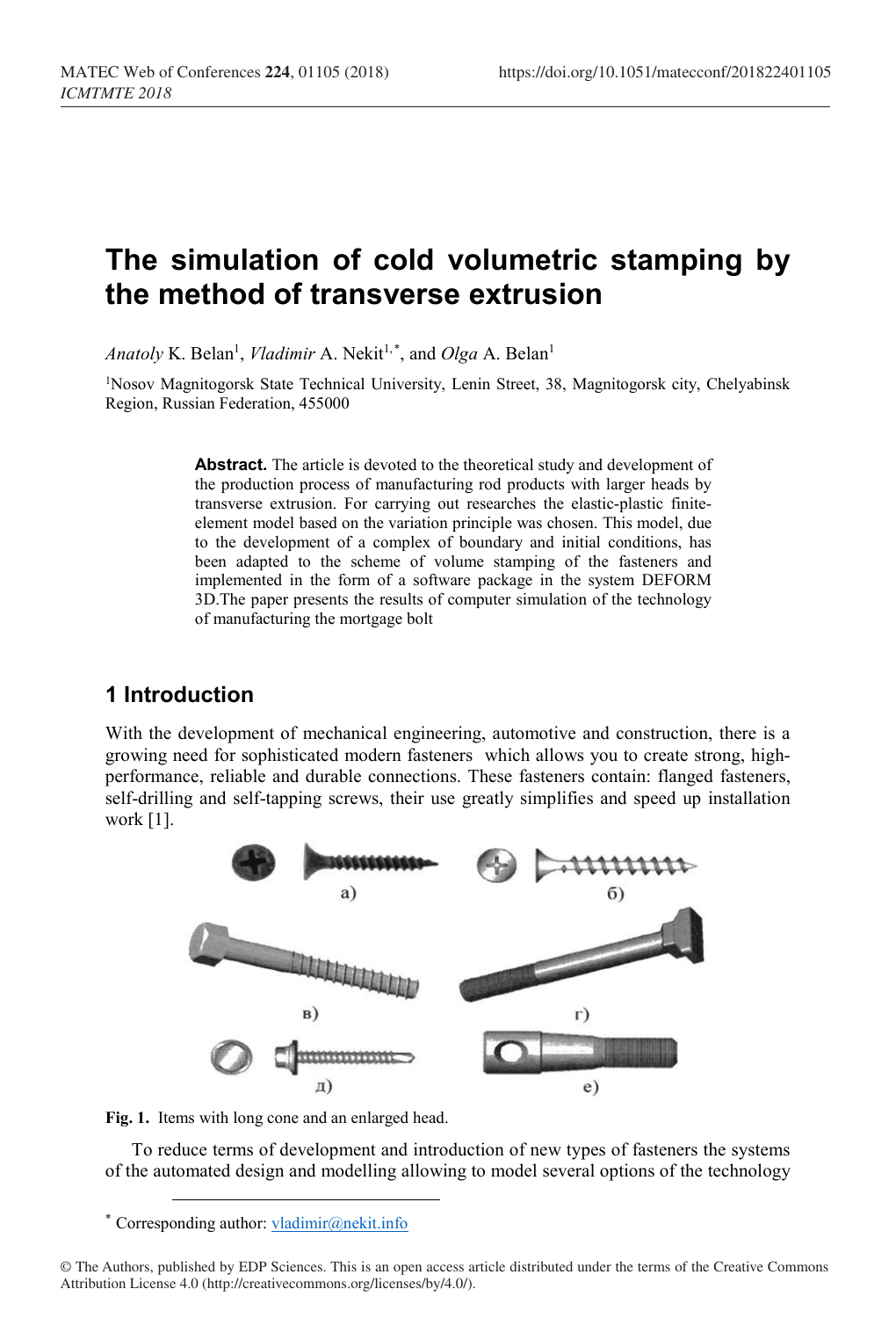# The simulation of cold volumetric stamping by the method of transverse extrusion

*Anatoly* K. Belan[1], *Vladimir* A. Nekit[1,*], and *Olga* A. Belan[1]

[1]Nosov Magnitogorsk State Technical University, Lenin Street, 38, Magnitogorsk city, Chelyabinsk Region, Russian Federation, 455000

**Abstract.** The article is devoted to the theoretical study and development of the production process of manufacturing rod products with larger heads by transverse extrusion. For carrying out researches the elastic-plastic finite-element model based on the variation principle was chosen. This model, due to the development of a complex of boundary and initial conditions, has been adapted to the scheme of volume stamping of the fasteners and implemented in the form of a software package in the system DEFORM 3D.The paper presents the results of computer simulation of the technology of manufacturing the mortgage bolt

## 1 Introduction

With the development of mechanical engineering, automotive and construction, there is a growing need for sophisticated modern fasteners which allows you to create strong, high-performance, reliable and durable connections. These fasteners contain: flanged fasteners, self-drilling and self-tapping screws, their use greatly simplifies and speed up installation work [1].

**Fig. 1.** Items with long cone and an enlarged head.

To reduce terms of development and introduction of new types of fasteners the systems of the automated design and modelling allowing to model several options of the technology

* Corresponding author: vladimir@nekit.info

© The Authors, published by EDP Sciences. This is an open access article distributed under the terms of the Creative Commons Attribution License 4.0 (http://creativecommons.org/licenses/by/4.0/).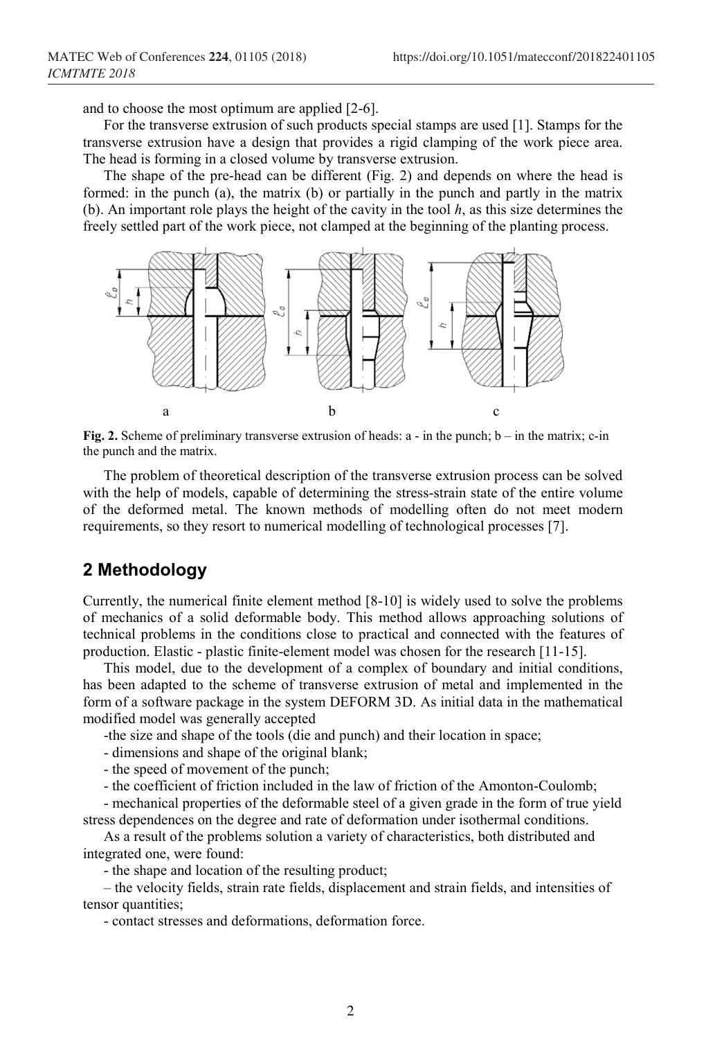and to choose the most optimum are applied [2-6].

For the transverse extrusion of such products special stamps are used [1]. Stamps for the transverse extrusion have a design that provides a rigid clamping of the work piece area. The head is forming in a closed volume by transverse extrusion.

The shape of the pre-head can be different (Fig. 2) and depends on where the head is formed: in the punch (a), the matrix (b) or partially in the punch and partly in the matrix (b). An important role plays the height of the cavity in the tool *h*, as this size determines the freely settled part of the work piece, not clamped at the beginning of the planting process.

**Fig. 2.** Scheme of preliminary transverse extrusion of heads: a - in the punch; b – in the matrix; c-in the punch and the matrix.

The problem of theoretical description of the transverse extrusion process can be solved with the help of models, capable of determining the stress-strain state of the entire volume of the deformed metal. The known methods of modelling often do not meet modern requirements, so they resort to numerical modelling of technological processes [7].

## 2 Methodology

Currently, the numerical finite element method [8-10] is widely used to solve the problems of mechanics of a solid deformable body. This method allows approaching solutions of technical problems in the conditions close to practical and connected with the features of production. Elastic - plastic finite-element model was chosen for the research [11-15].

This model, due to the development of a complex of boundary and initial conditions, has been adapted to the scheme of transverse extrusion of metal and implemented in the form of a software package in the system DEFORM 3D. As initial data in the mathematical modified model was generally accepted

-the size and shape of the tools (die and punch) and their location in space;

- dimensions and shape of the original blank;

- the speed of movement of the punch;

- the coefficient of friction included in the law of friction of the Amonton-Coulomb;

- mechanical properties of the deformable steel of a given grade in the form of true yield stress dependences on the degree and rate of deformation under isothermal conditions.

As a result of the problems solution a variety of characteristics, both distributed and integrated one, were found:

- the shape and location of the resulting product;

– the velocity fields, strain rate fields, displacement and strain fields, and intensities of tensor quantities;

- contact stresses and deformations, deformation force.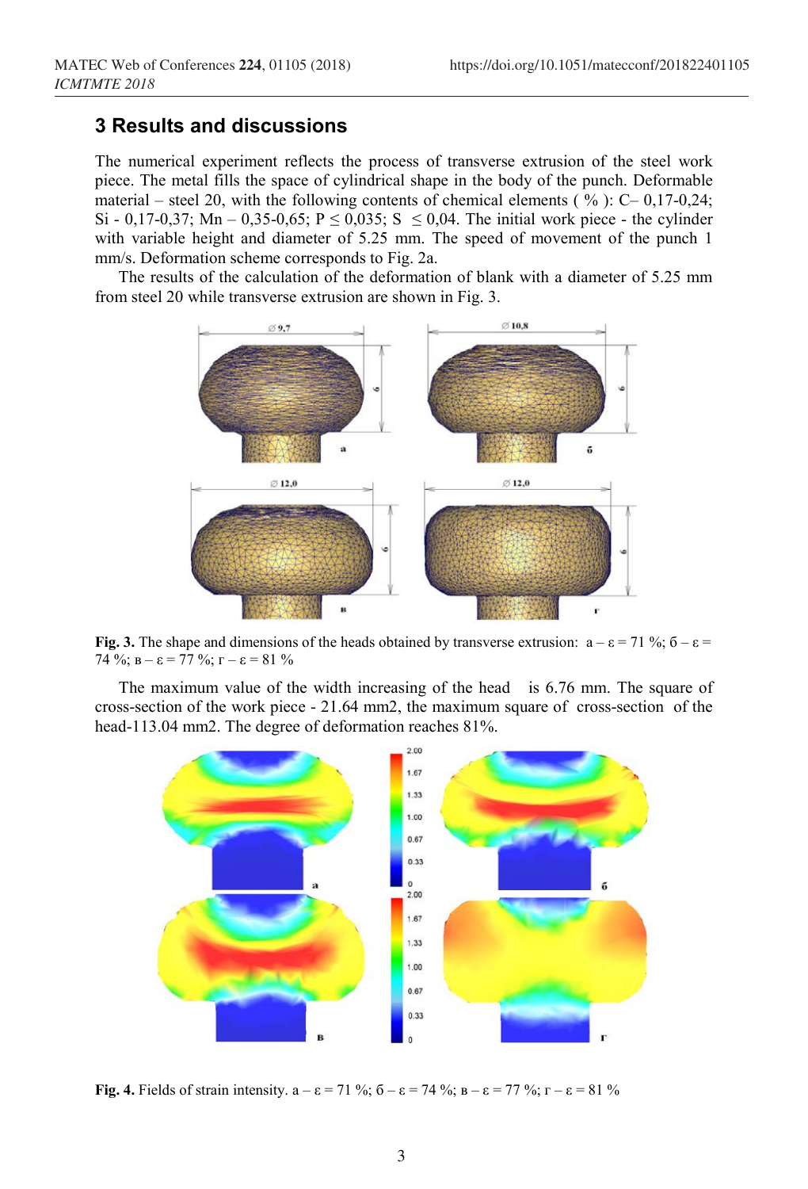## 3 Results and discussions

The numerical experiment reflects the process of transverse extrusion of the steel work piece. The metal fills the space of cylindrical shape in the body of the punch. Deformable material – steel 20, with the following contents of chemical elements ( % ): C– 0,17-0,24; Si - 0,17-0,37; Mn – 0,35-0,65; P ≤ 0,035; S ≤ 0,04. The initial work piece - the cylinder with variable height and diameter of 5.25 mm. The speed of movement of the punch 1 mm/s. Deformation scheme corresponds to Fig. 2a.

The results of the calculation of the deformation of blank with a diameter of 5.25 mm from steel 20 while transverse extrusion are shown in Fig. 3.

**Fig. 3.** The shape and dimensions of the heads obtained by transverse extrusion: а – $\varepsilon$ = 71 %; б – $\varepsilon$ = 74 %; в – $\varepsilon$ = 77 %; г – $\varepsilon$ = 81 %

The maximum value of the width increasing of the head is 6.76 mm. The square of cross-section of the work piece - 21.64 mm2, the maximum square of cross-section of the head-113.04 mm2. The degree of deformation reaches 81%.

**Fig. 4.** Fields of strain intensity. а – $\varepsilon$ = 71 %; б – $\varepsilon$ = 74 %; в – $\varepsilon$ = 77 %; г – $\varepsilon$ = 81 %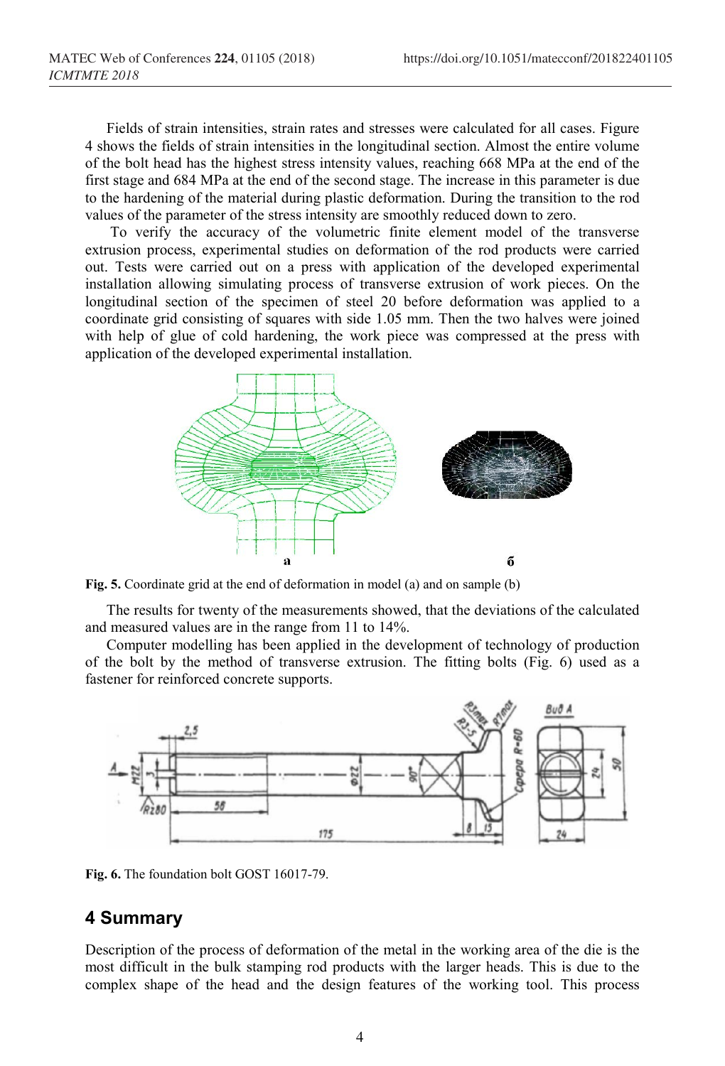Fields of strain intensities, strain rates and stresses were calculated for all cases. Figure 4 shows the fields of strain intensities in the longitudinal section. Almost the entire volume of the bolt head has the highest stress intensity values, reaching 668 MPa at the end of the first stage and 684 MPa at the end of the second stage. The increase in this parameter is due to the hardening of the material during plastic deformation. During the transition to the rod values of the parameter of the stress intensity are smoothly reduced down to zero.

To verify the accuracy of the volumetric finite element model of the transverse extrusion process, experimental studies on deformation of the rod products were carried out. Tests were carried out on a press with application of the developed experimental installation allowing simulating process of transverse extrusion of work pieces. On the longitudinal section of the specimen of steel 20 before deformation was applied to a coordinate grid consisting of squares with side 1.05 mm. Then the two halves were joined with help of glue of cold hardening, the work piece was compressed at the press with application of the developed experimental installation.

**Fig. 5.** Coordinate grid at the end of deformation in model (a) and on sample (b)

The results for twenty of the measurements showed, that the deviations of the calculated and measured values are in the range from 11 to 14%.

Computer modelling has been applied in the development of technology of production of the bolt by the method of transverse extrusion. The fitting bolts (Fig. 6) used as a fastener for reinforced concrete supports.

**Fig. 6.** The foundation bolt GOST 16017-79.

## 4 Summary

Description of the process of deformation of the metal in the working area of the die is the most difficult in the bulk stamping rod products with the larger heads. This is due to the complex shape of the head and the design features of the working tool. This process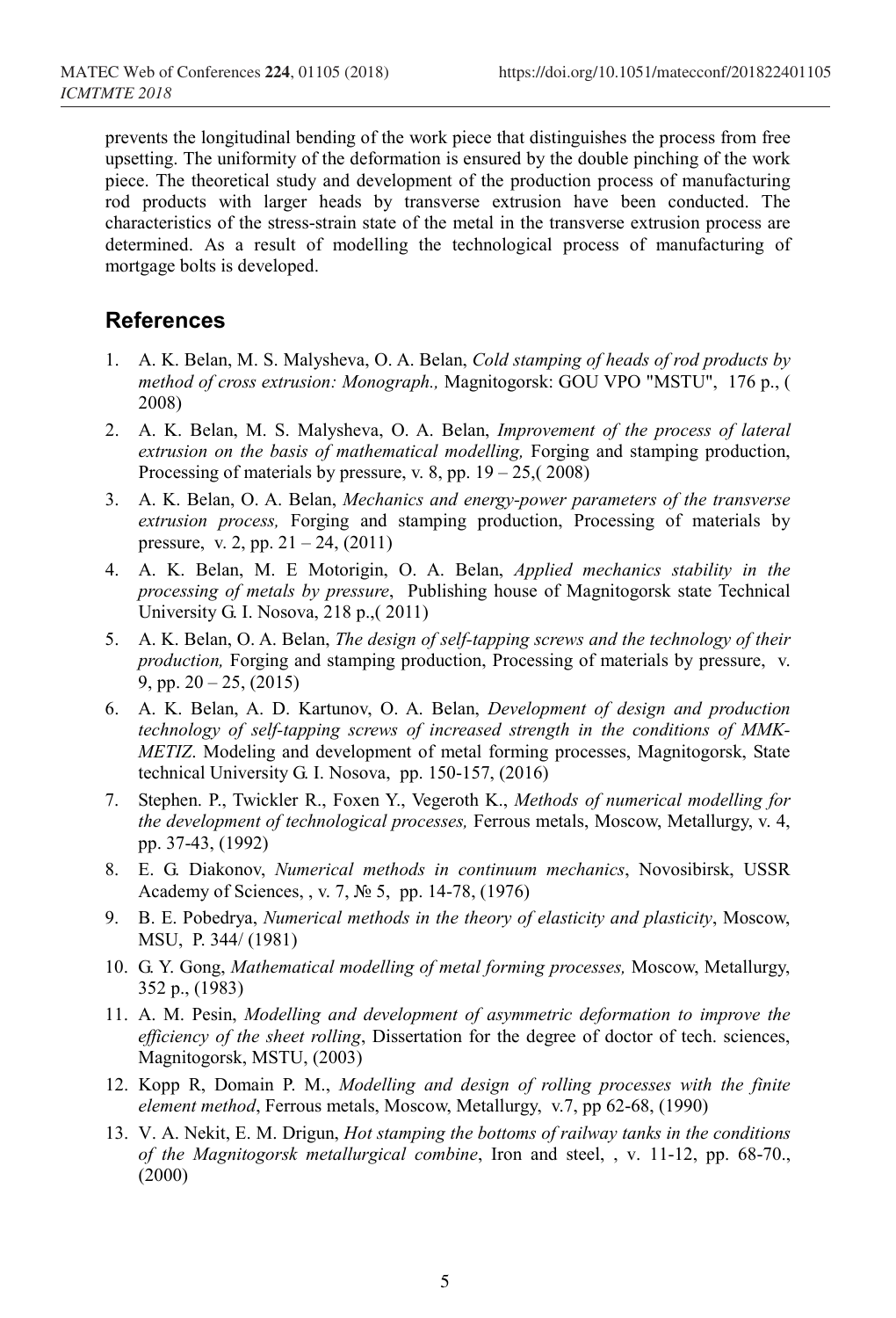prevents the longitudinal bending of the work piece that distinguishes the process from free upsetting. The uniformity of the deformation is ensured by the double pinching of the work piece. The theoretical study and development of the production process of manufacturing rod products with larger heads by transverse extrusion have been conducted. The characteristics of the stress-strain state of the metal in the transverse extrusion process are determined. As a result of modelling the technological process of manufacturing of mortgage bolts is developed.

## References

1. A. K. Belan, M. S. Malysheva, O. A. Belan, *Cold stamping of heads of rod products by method of cross extrusion: Monograph.,* Magnitogorsk: GOU VPO "MSTU", 176 p., ( 2008)
2. A. K. Belan, M. S. Malysheva, O. A. Belan, *Improvement of the process of lateral extrusion on the basis of mathematical modelling,* Forging and stamping production, Processing of materials by pressure, v. 8, pp. 19 – 25,( 2008)
3. A. K. Belan, O. A. Belan, *Mechanics and energy-power parameters of the transverse extrusion process,* Forging and stamping production, Processing of materials by pressure, v. 2, pp. 21 – 24, (2011)
4. A. K. Belan, M. E Motorigin, O. A. Belan, *Applied mechanics stability in the processing of metals by pressure*, Publishing house of Magnitogorsk state Technical University G. I. Nosova, 218 p.,( 2011)
5. A. K. Belan, O. A. Belan, *The design of self-tapping screws and the technology of their production,* Forging and stamping production, Processing of materials by pressure, v. 9, pp. 20 – 25, (2015)
6. A. K. Belan, A. D. Kartunov, O. A. Belan, *Development of design and production technology of self-tapping screws of increased strength in the conditions of MMK-METIZ*. Modeling and development of metal forming processes, Magnitogorsk, State technical University G. I. Nosova, pp. 150-157, (2016)
7. Stephen. P., Twickler R., Foxen Y., Vegeroth K., *Methods of numerical modelling for the development of technological processes,* Ferrous metals, Moscow, Metallurgy, v. 4, pp. 37-43, (1992)
8. E. G. Diakonov, *Numerical methods in continuum mechanics*, Novosibirsk, USSR Academy of Sciences, , v. 7, № 5, pp. 14-78, (1976)
9. B. E. Pobedrya, *Numerical methods in the theory of elasticity and plasticity*, Moscow, MSU, P. 344/ (1981)
10. G. Y. Gong, *Mathematical modelling of metal forming processes,* Moscow, Metallurgy, 352 p., (1983)
11. A. M. Pesin, *Modelling and development of asymmetric deformation to improve the efficiency of the sheet rolling*, Dissertation for the degree of doctor of tech. sciences, Magnitogorsk, MSTU, (2003)
12. Kopp R, Domain P. M., *Modelling and design of rolling processes with the finite element method*, Ferrous metals, Moscow, Metallurgy, v.7, pp 62-68, (1990)
13. V. A. Nekit, E. M. Drigun, *Hot stamping the bottoms of railway tanks in the conditions of the Magnitogorsk metallurgical combine*, Iron and steel, , v. 11-12, pp. 68-70., (2000)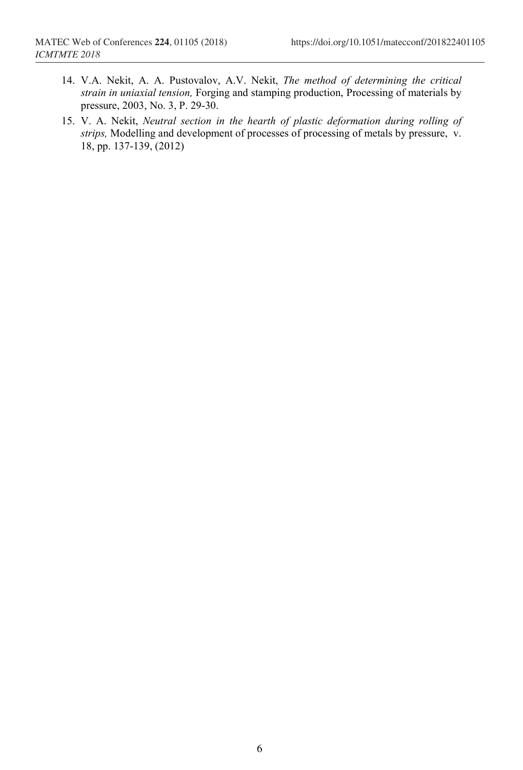14. V.A. Nekit, A. A. Pustovalov, A.V. Nekit, *The method of determining the critical strain in uniaxial tension,* Forging and stamping production, Processing of materials by pressure, 2003, No. 3, P. 29-30.
15. V. A. Nekit, *Neutral section in the hearth of plastic deformation during rolling of strips,* Modelling and development of processes of processing of metals by pressure, v. 18, pp. 137-139, (2012)